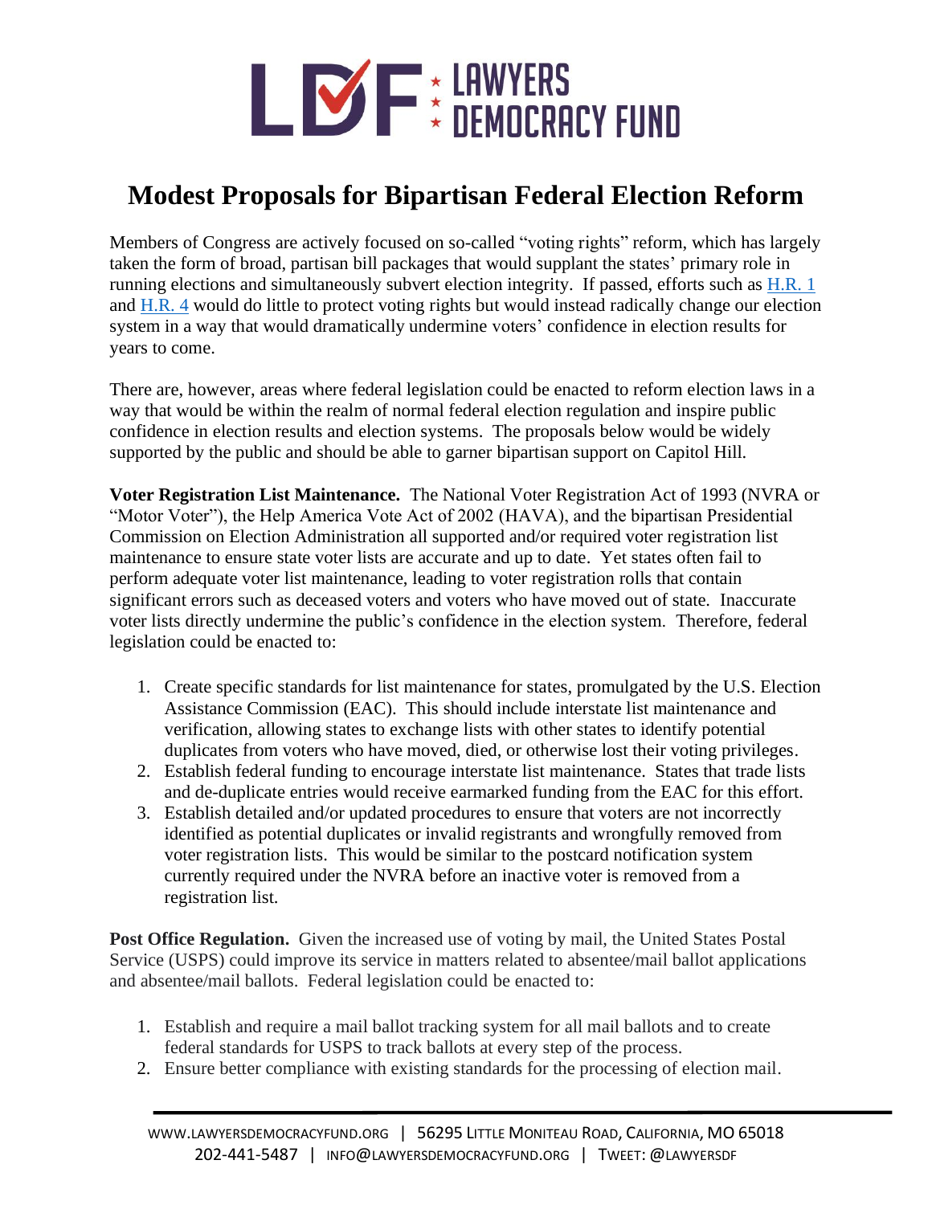# Modest Proposals for Bipartisan Federal Election Reform

Members of Congress are actively focused on so-called "voting rights" reform, which has largely taken the form of broad, partisan bill packages that would supplant the states' primary role in running elections and simultaneously subvert election integrity. If passed, efforts such as H.R. 1 and H.R. 4 would do little to protect voting rights but would instead radically change our election system in a way that would dramatically undermine voters' confidence in election results for years to come.

There are, however, areas where federal legislation could be enacted to reform election laws in a way that would be within the realm of normal federal election regulation and inspire public confidence in election results and election systems. The proposals below would be widely supported by the public and should be able to garner bipartisan support on Capitol Hill.

**Voter Registration List Maintenance.** The National Voter Registration Act of 1993 (NVRA or "Motor Voter"), the Help America Vote Act of 2002 (HAVA), and the bipartisan Presidential Commission on Election Administration all supported and/or required voter registration list maintenance to ensure state voter lists are accurate and up to date. Yet states often fail to perform adequate voter list maintenance, leading to voter registration rolls that contain significant errors such as deceased voters and voters who have moved out of state. Inaccurate voter lists directly undermine the public's confidence in the election system. Therefore, federal legislation could be enacted to:

1. Create specific standards for list maintenance for states, promulgated by the U.S. Election Assistance Commission (EAC). This should include interstate list maintenance and verification, allowing states to exchange lists with other states to identify potential duplicates from voters who have moved, died, or otherwise lost their voting privileges.
2. Establish federal funding to encourage interstate list maintenance. States that trade lists and de-duplicate entries would receive earmarked funding from the EAC for this effort.
3. Establish detailed and/or updated procedures to ensure that voters are not incorrectly identified as potential duplicates or invalid registrants and wrongfully removed from voter registration lists. This would be similar to the postcard notification system currently required under the NVRA before an inactive voter is removed from a registration list.

**Post Office Regulation.** Given the increased use of voting by mail, the United States Postal Service (USPS) could improve its service in matters related to absentee/mail ballot applications and absentee/mail ballots. Federal legislation could be enacted to:

1. Establish and require a mail ballot tracking system for all mail ballots and to create federal standards for USPS to track ballots at every step of the process.
2. Ensure better compliance with existing standards for the processing of election mail.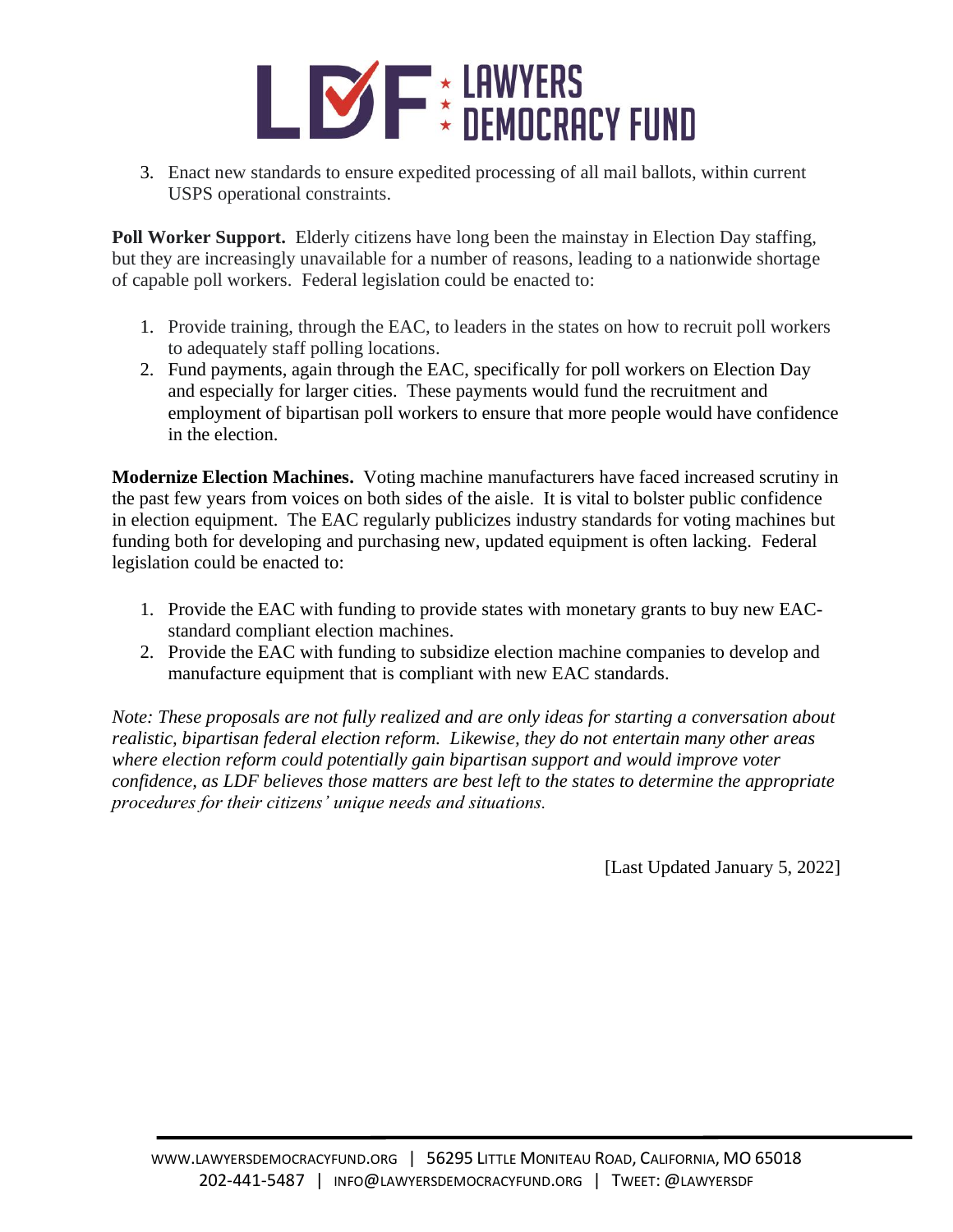3. Enact new standards to ensure expedited processing of all mail ballots, within current USPS operational constraints.

**Poll Worker Support.** Elderly citizens have long been the mainstay in Election Day staffing, but they are increasingly unavailable for a number of reasons, leading to a nationwide shortage of capable poll workers. Federal legislation could be enacted to:

1. Provide training, through the EAC, to leaders in the states on how to recruit poll workers to adequately staff polling locations.
2. Fund payments, again through the EAC, specifically for poll workers on Election Day and especially for larger cities. These payments would fund the recruitment and employment of bipartisan poll workers to ensure that more people would have confidence in the election.

**Modernize Election Machines.** Voting machine manufacturers have faced increased scrutiny in the past few years from voices on both sides of the aisle. It is vital to bolster public confidence in election equipment. The EAC regularly publicizes industry standards for voting machines but funding both for developing and purchasing new, updated equipment is often lacking. Federal legislation could be enacted to:

1. Provide the EAC with funding to provide states with monetary grants to buy new EAC-standard compliant election machines.
2. Provide the EAC with funding to subsidize election machine companies to develop and manufacture equipment that is compliant with new EAC standards.

*Note: These proposals are not fully realized and are only ideas for starting a conversation about realistic, bipartisan federal election reform. Likewise, they do not entertain many other areas where election reform could potentially gain bipartisan support and would improve voter confidence, as LDF believes those matters are best left to the states to determine the appropriate procedures for their citizens' unique needs and situations.*

[Last Updated January 5, 2022]